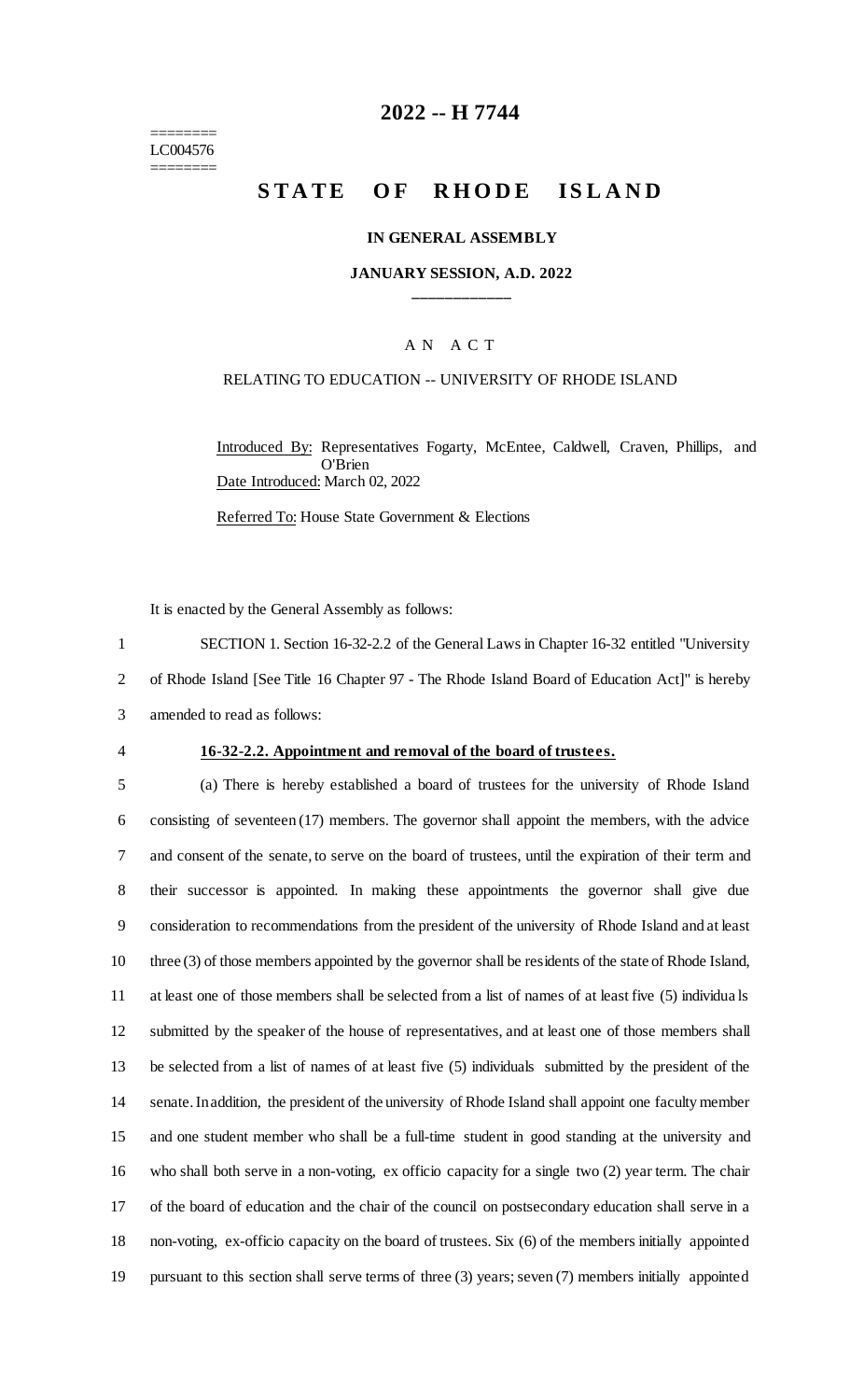# 2022 -- H 7744

========
LC004576
========

## STATE OF RHODE ISLAND

### IN GENERAL ASSEMBLY

### JANUARY SESSION, A.D. 2022

____________

A N A C T

RELATING TO EDUCATION -- UNIVERSITY OF RHODE ISLAND

Introduced By: Representatives Fogarty, McEntee, Caldwell, Craven, Phillips, and O'Brien

Date Introduced: March 02, 2022

Referred To: House State Government & Elections

It is enacted by the General Assembly as follows:

SECTION 1. Section 16-32-2.2 of the General Laws in Chapter 16-32 entitled "University of Rhode Island [See Title 16 Chapter 97 - The Rhode Island Board of Education Act]" is hereby amended to read as follows:

**16-32-2.2. Appointment and removal of the board of trustees.**

(a) There is hereby established a board of trustees for the university of Rhode Island consisting of seventeen (17) members. The governor shall appoint the members, with the advice and consent of the senate, to serve on the board of trustees, until the expiration of their term and their successor is appointed. In making these appointments the governor shall give due consideration to recommendations from the president of the university of Rhode Island and at least three (3) of those members appointed by the governor shall be residents of the state of Rhode Island, at least one of those members shall be selected from a list of names of at least five (5) individuals submitted by the speaker of the house of representatives, and at least one of those members shall be selected from a list of names of at least five (5) individuals submitted by the president of the senate. In addition, the president of the university of Rhode Island shall appoint one faculty member and one student member who shall be a full-time student in good standing at the university and who shall both serve in a non-voting, ex officio capacity for a single two (2) year term. The chair of the board of education and the chair of the council on postsecondary education shall serve in a non-voting, ex-officio capacity on the board of trustees. Six (6) of the members initially appointed pursuant to this section shall serve terms of three (3) years; seven (7) members initially appointed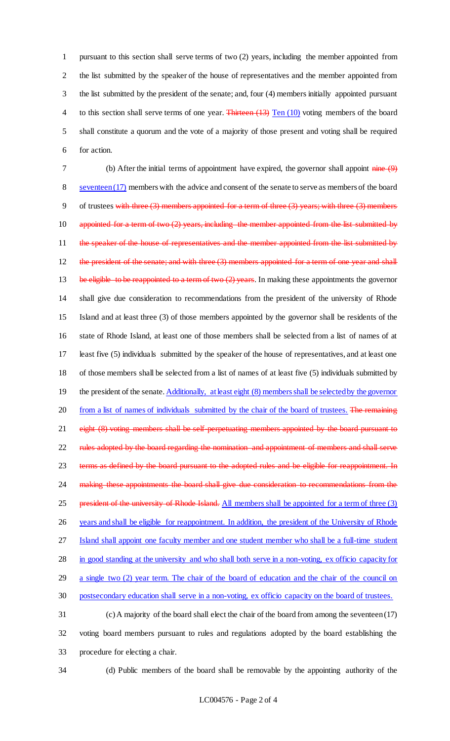pursuant to this section shall serve terms of two (2) years, including the member appointed from the list submitted by the speaker of the house of representatives and the member appointed from the list submitted by the president of the senate; and, four (4) members initially appointed pursuant to this section shall serve terms of one year. ~~Thirteen (13)~~ Ten (10) voting members of the board shall constitute a quorum and the vote of a majority of those present and voting shall be required for action.

(b) After the initial terms of appointment have expired, the governor shall appoint ~~nine (9)~~ seventeen (17) members with the advice and consent of the senate to serve as members of the board of trustees ~~with three (3) members appointed for a term of three (3) years; with three (3) members appointed for a term of two (2) years, including the member appointed from the list submitted by the speaker of the house of representatives and the member appointed from the list submitted by the president of the senate; and with three (3) members appointed for a term of one year and shall be eligible to be reappointed to a term of two (2) years~~. In making these appointments the governor shall give due consideration to recommendations from the president of the university of Rhode Island and at least three (3) of those members appointed by the governor shall be residents of the state of Rhode Island, at least one of those members shall be selected from a list of names of at least five (5) individuals submitted by the speaker of the house of representatives, and at least one of those members shall be selected from a list of names of at least five (5) individuals submitted by the president of the senate. Additionally, at least eight (8) members shall be selected by the governor from a list of names of individuals submitted by the chair of the board of trustees. ~~The remaining eight (8) voting members shall be self-perpetuating members appointed by the board pursuant to rules adopted by the board regarding the nomination and appointment of members and shall serve terms as defined by the board pursuant to the adopted rules and be eligible for reappointment. In making these appointments the board shall give due consideration to recommendations from the president of the university of Rhode Island.~~ All members shall be appointed for a term of three (3) years and shall be eligible for reappointment. In addition, the president of the University of Rhode Island shall appoint one faculty member and one student member who shall be a full-time student in good standing at the university and who shall both serve in a non-voting, ex officio capacity for a single two (2) year term. The chair of the board of education and the chair of the council on postsecondary education shall serve in a non-voting, ex officio capacity on the board of trustees.

(c) A majority of the board shall elect the chair of the board from among the seventeen (17) voting board members pursuant to rules and regulations adopted by the board establishing the procedure for electing a chair.

(d) Public members of the board shall be removable by the appointing authority of the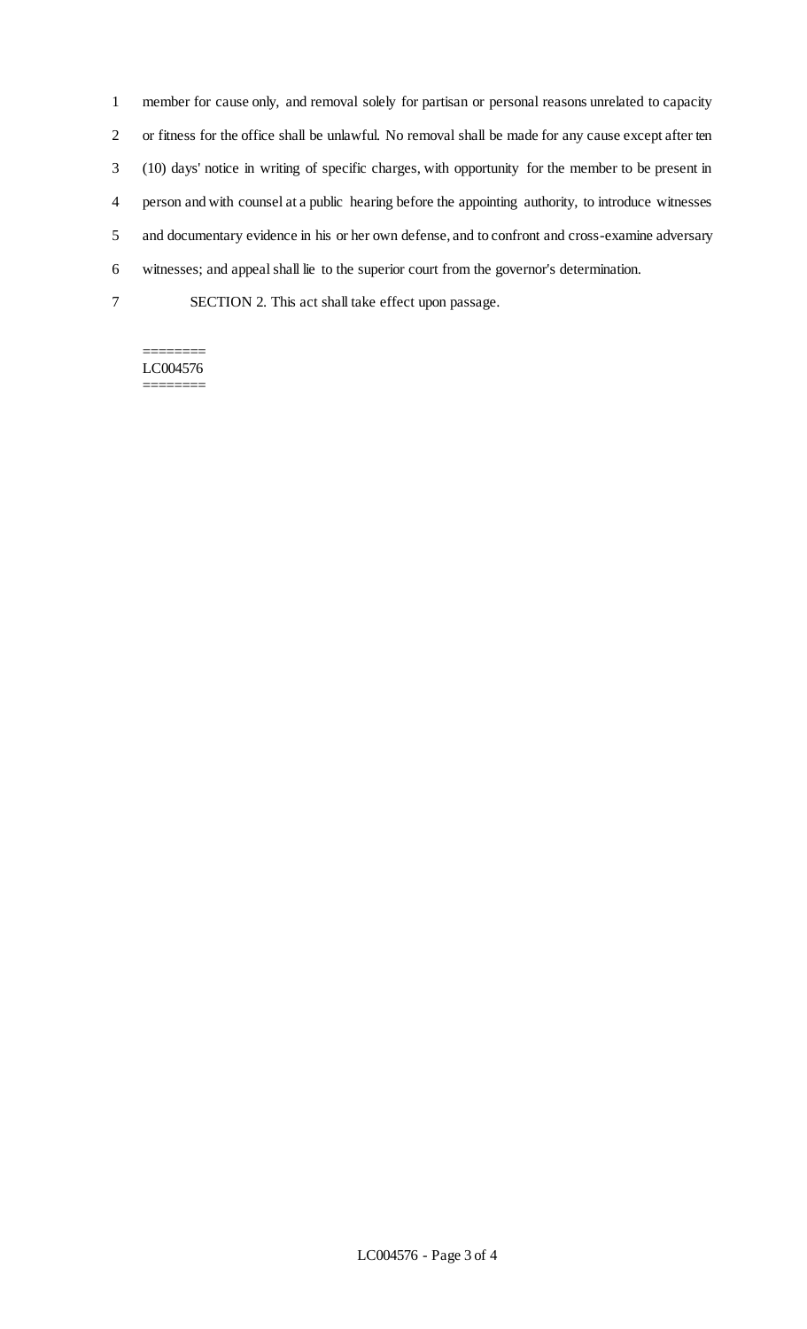member for cause only, and removal solely for partisan or personal reasons unrelated to capacity or fitness for the office shall be unlawful. No removal shall be made for any cause except after ten (10) days' notice in writing of specific charges, with opportunity for the member to be present in person and with counsel at a public hearing before the appointing authority, to introduce witnesses and documentary evidence in his or her own defense, and to confront and cross-examine adversary witnesses; and appeal shall lie to the superior court from the governor's determination.

SECTION 2. This act shall take effect upon passage.

========
LC004576
========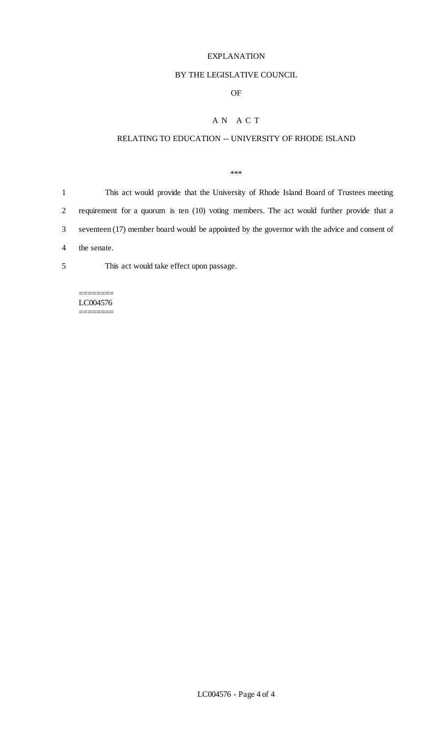EXPLANATION

BY THE LEGISLATIVE COUNCIL

OF

A N A C T

RELATING TO EDUCATION -- UNIVERSITY OF RHODE ISLAND

\*\*\*

1 This act would provide that the University of Rhode Island Board of Trustees meeting
2 requirement for a quorum is ten (10) voting members. The act would further provide that a
3 seventeen (17) member board would be appointed by the governor with the advice and consent of
4 the senate.

5 This act would take effect upon passage.

========
LC004576
========